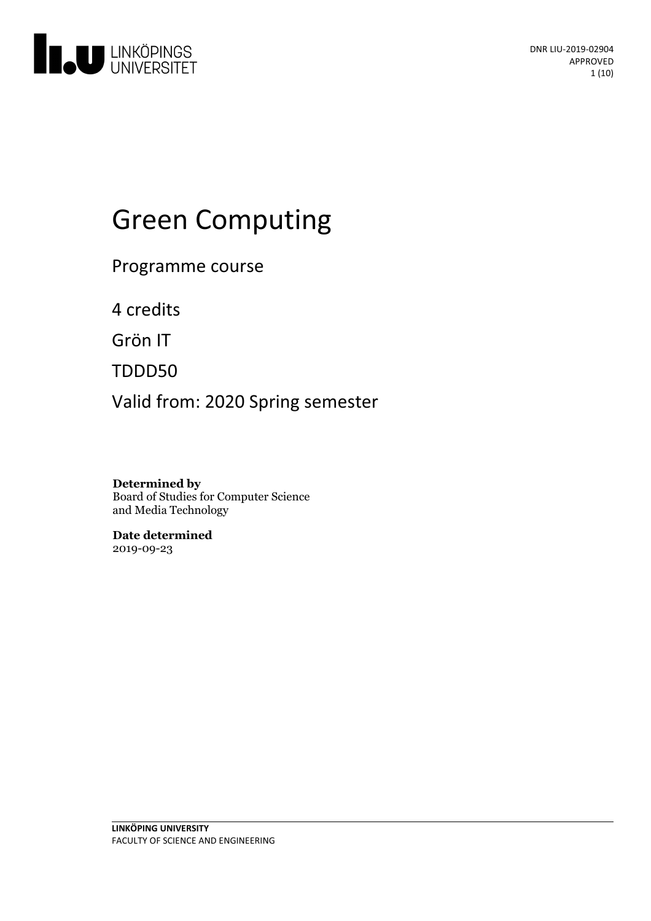DNR LIU-2019-02904
APPROVED

# Green Computing

Programme course

4 credits

Grön IT

TDDD50

Valid from: 2020 Spring semester

**Determined by**
Board of Studies for Computer Science and Media Technology

**Date determined**
2019-09-23

**LINKÖPING UNIVERSITY**
FACULTY OF SCIENCE AND ENGINEERING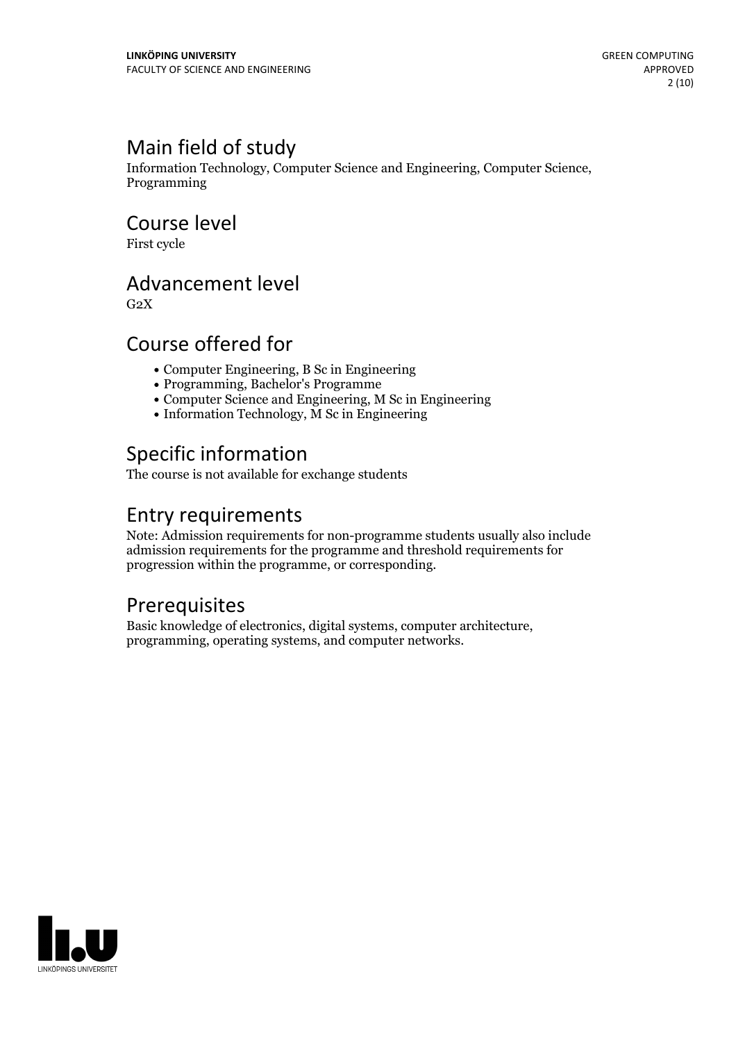## Main field of study

Information Technology, Computer Science and Engineering, Computer Science, Programming

## Course level

First cycle

## Advancement level

G2X

## Course offered for

- Computer Engineering, B Sc in Engineering
- Programming, Bachelor's Programme
- Computer Science and Engineering, M Sc in Engineering
- Information Technology, M Sc in Engineering

## Specific information

The course is not available for exchange students

## Entry requirements

Note: Admission requirements for non-programme students usually also include admission requirements for the programme and threshold requirements for progression within the programme, or corresponding.

## Prerequisites

Basic knowledge of electronics, digital systems, computer architecture, programming, operating systems, and computer networks.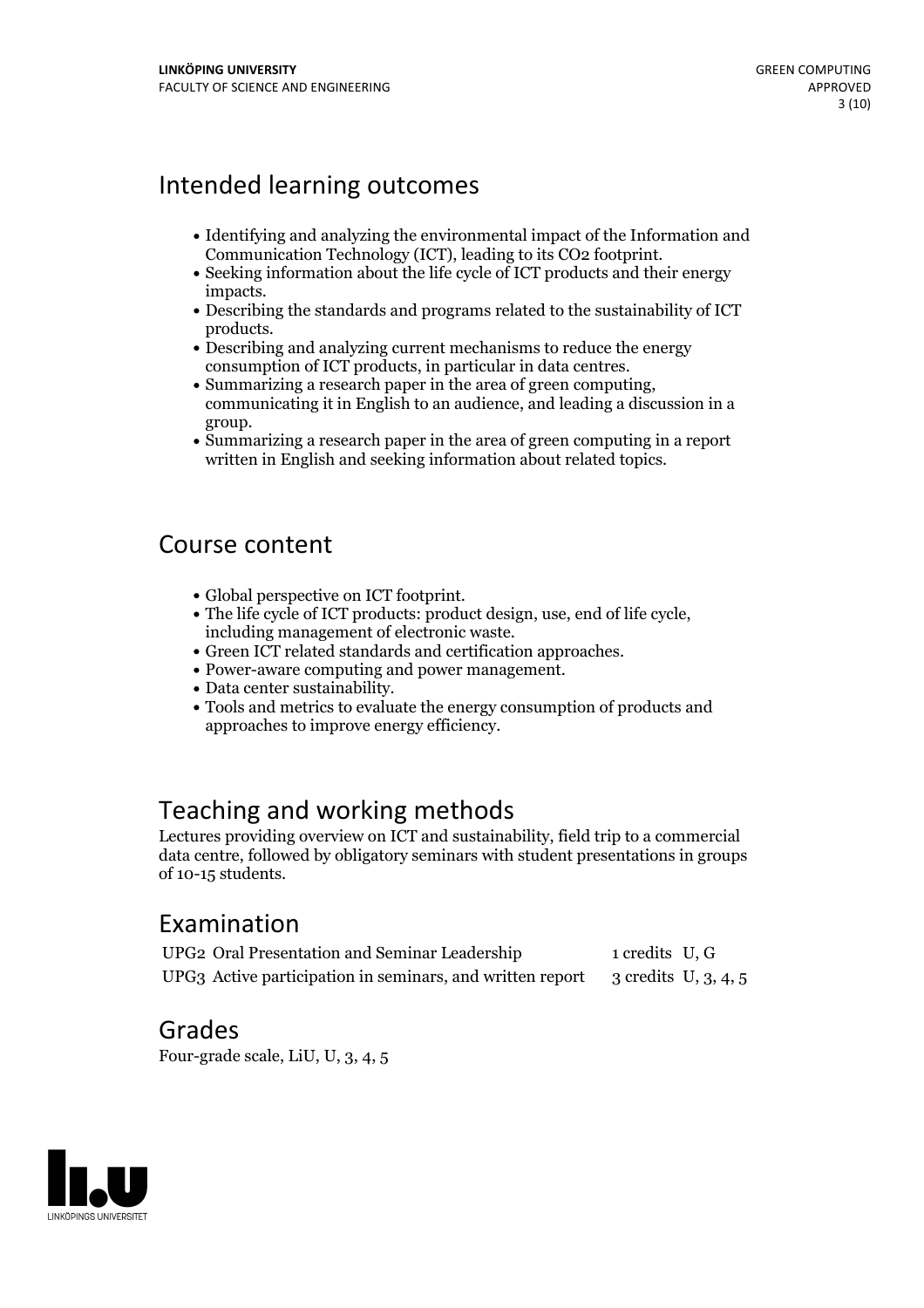## Intended learning outcomes

- Identifying and analyzing the environmental impact of the Information and Communication Technology (ICT), leading to its $CO_2$ footprint.
- Seeking information about the life cycle of ICT products and their energy impacts.
- Describing the standards and programs related to the sustainability of ICT products.
- Describing and analyzing current mechanisms to reduce the energy consumption of ICT products, in particular in data centres.
- Summarizing a research paper in the area of green computing, communicating it in English to an audience, and leading a discussion in a group.
- Summarizing a research paper in the area of green computing in a report written in English and seeking information about related topics.

## Course content

- Global perspective on ICT footprint.
- The life cycle of ICT products: product design, use, end of life cycle, including management of electronic waste.
- Green ICT related standards and certification approaches.
- Power-aware computing and power management.
- Data center sustainability.
- Tools and metrics to evaluate the energy consumption of products and approaches to improve energy efficiency.

## Teaching and working methods

Lectures providing overview on ICT and sustainability, field trip to a commercial data centre, followed by obligatory seminars with student presentations in groups of 10-15 students.

## Examination

| | | | |
|---|---|---|---|
| UPG2 | Oral Presentation and Seminar Leadership | 1 credits | U, G |
| UPG3 | Active participation in seminars, and written report | 3 credits | U, 3, 4, 5 |

## Grades

Four-grade scale, LiU, U, 3, 4, 5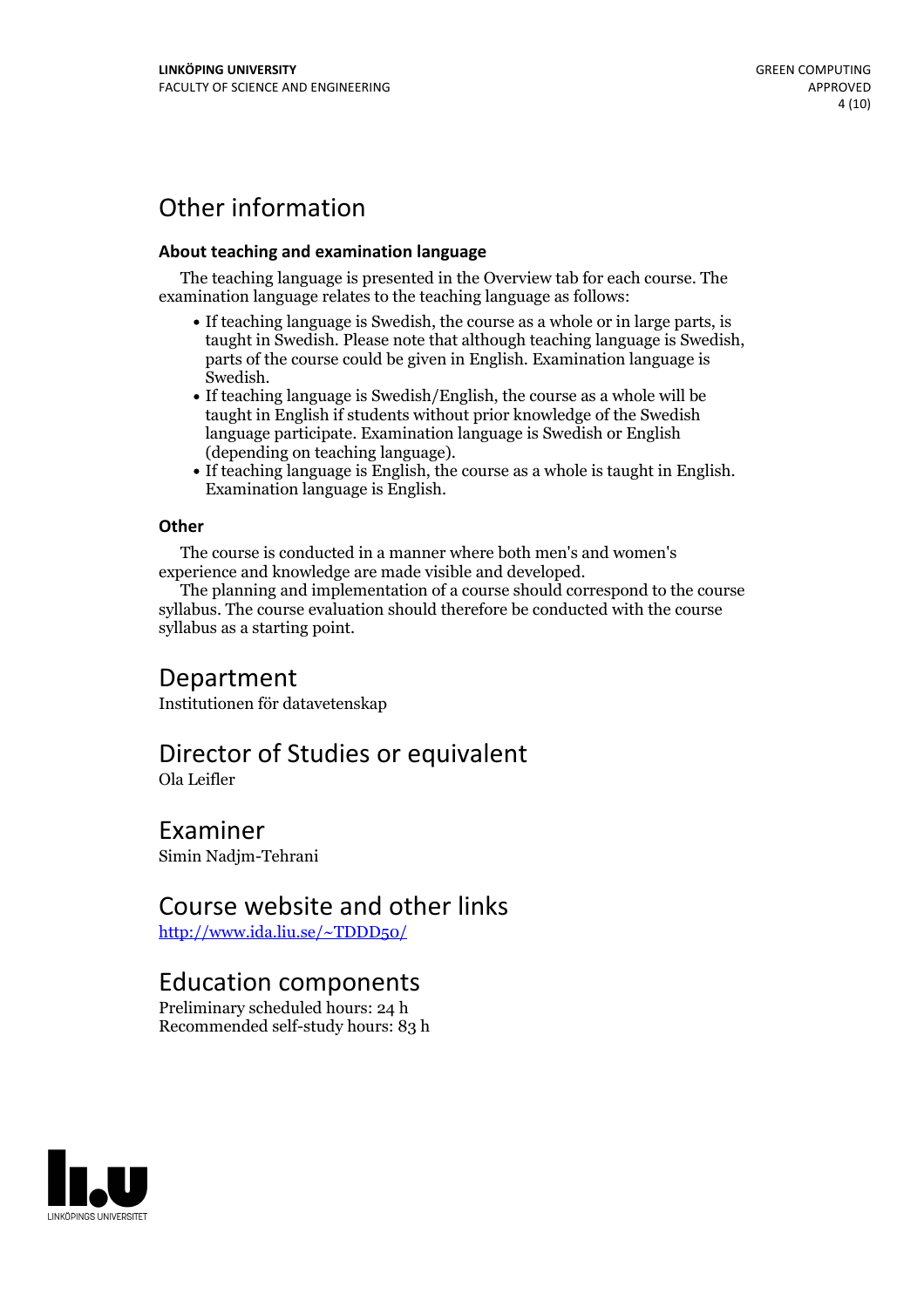# Other information

### About teaching and examination language

The teaching language is presented in the Overview tab for each course. The examination language relates to the teaching language as follows:

- If teaching language is Swedish, the course as a whole or in large parts, is taught in Swedish. Please note that although teaching language is Swedish, parts of the course could be given in English. Examination language is Swedish.
- If teaching language is Swedish/English, the course as a whole will be taught in English if students without prior knowledge of the Swedish language participate. Examination language is Swedish or English (depending on teaching language).
- If teaching language is English, the course as a whole is taught in English. Examination language is English.

### Other

The course is conducted in a manner where both men's and women's experience and knowledge are made visible and developed.

The planning and implementation of a course should correspond to the course syllabus. The course evaluation should therefore be conducted with the course syllabus as a starting point.

# Department

Institutionen för datavetenskap

# Director of Studies or equivalent

Ola Leifler

# Examiner

Simin Nadjm-Tehrani

# Course website and other links

http://www.ida.liu.se/~TDDD50/

# Education components

Preliminary scheduled hours: 24 h
Recommended self-study hours: 83 h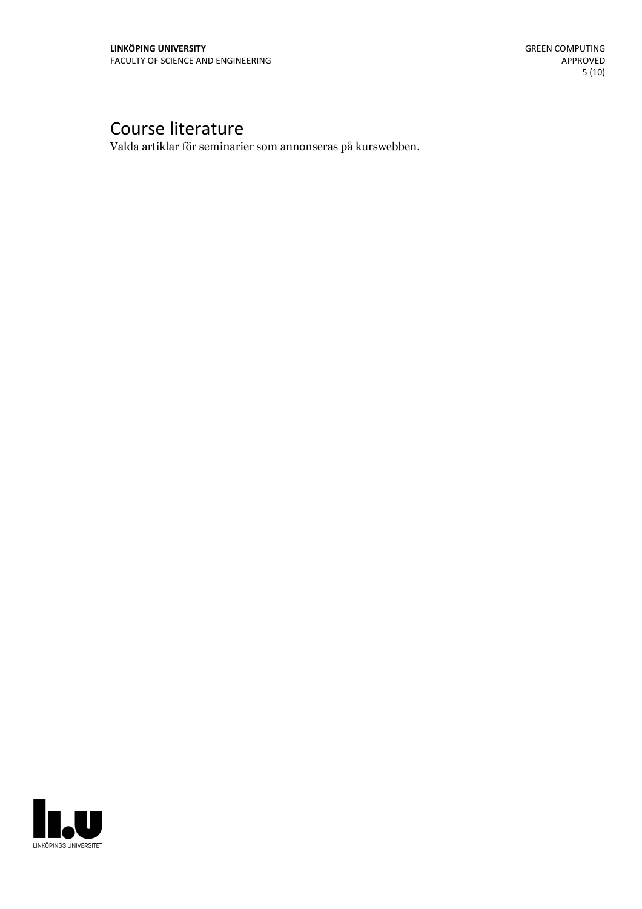# Course literature

Valda artiklar för seminarier som annonseras på kurswebben.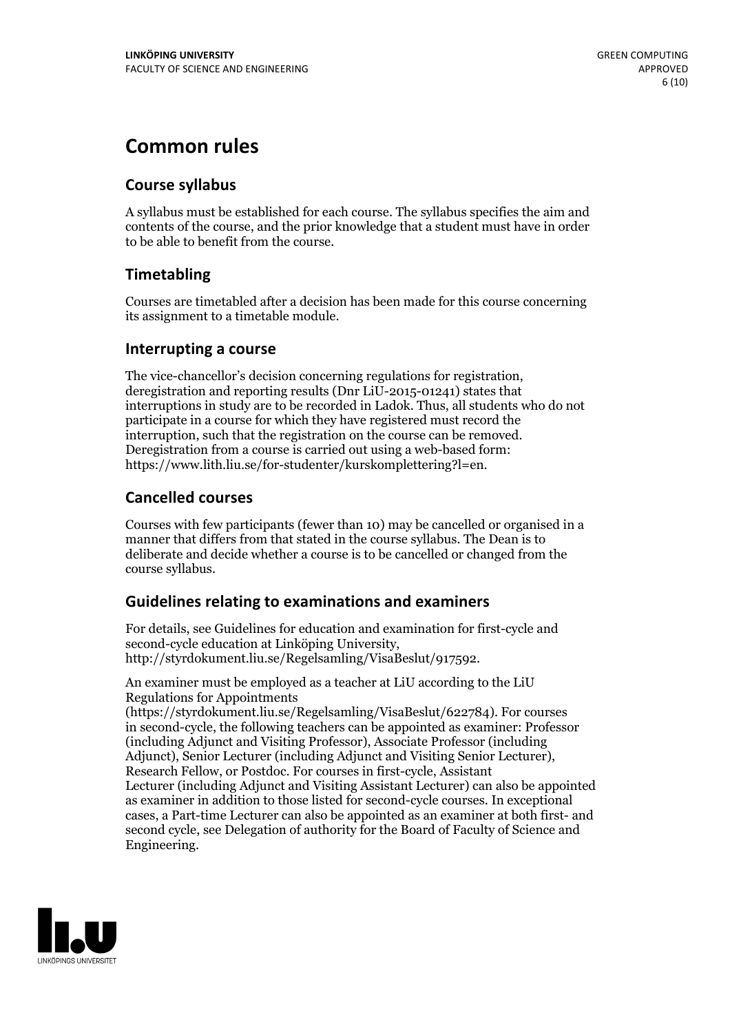# Common rules

## Course syllabus

A syllabus must be established for each course. The syllabus specifies the aim and contents of the course, and the prior knowledge that a student must have in order to be able to benefit from the course.

## Timetabling

Courses are timetabled after a decision has been made for this course concerning its assignment to a timetable module.

## Interrupting a course

The vice-chancellor's decision concerning regulations for registration, deregistration and reporting results (Dnr LiU-2015-01241) states that interruptions in study are to be recorded in Ladok. Thus, all students who do not participate in a course for which they have registered must record the interruption, such that the registration on the course can be removed. Deregistration from a course is carried out using a web-based form: https://www.lith.liu.se/for-studenter/kurskomplettering?l=en.

## Cancelled courses

Courses with few participants (fewer than 10) may be cancelled or organised in a manner that differs from that stated in the course syllabus. The Dean is to deliberate and decide whether a course is to be cancelled or changed from the course syllabus.

## Guidelines relating to examinations and examiners

For details, see Guidelines for education and examination for first-cycle and second-cycle education at Linköping University, http://styrdokument.liu.se/Regelsamling/VisaBeslut/917592.

An examiner must be employed as a teacher at LiU according to the LiU Regulations for Appointments (https://styrdokument.liu.se/Regelsamling/VisaBeslut/622784). For courses in second-cycle, the following teachers can be appointed as examiner: Professor (including Adjunct and Visiting Professor), Associate Professor (including Adjunct), Senior Lecturer (including Adjunct and Visiting Senior Lecturer), Research Fellow, or Postdoc. For courses in first-cycle, Assistant Lecturer (including Adjunct and Visiting Assistant Lecturer) can also be appointed as examiner in addition to those listed for second-cycle courses. In exceptional cases, a Part-time Lecturer can also be appointed as an examiner at both first- and second cycle, see Delegation of authority for the Board of Faculty of Science and Engineering.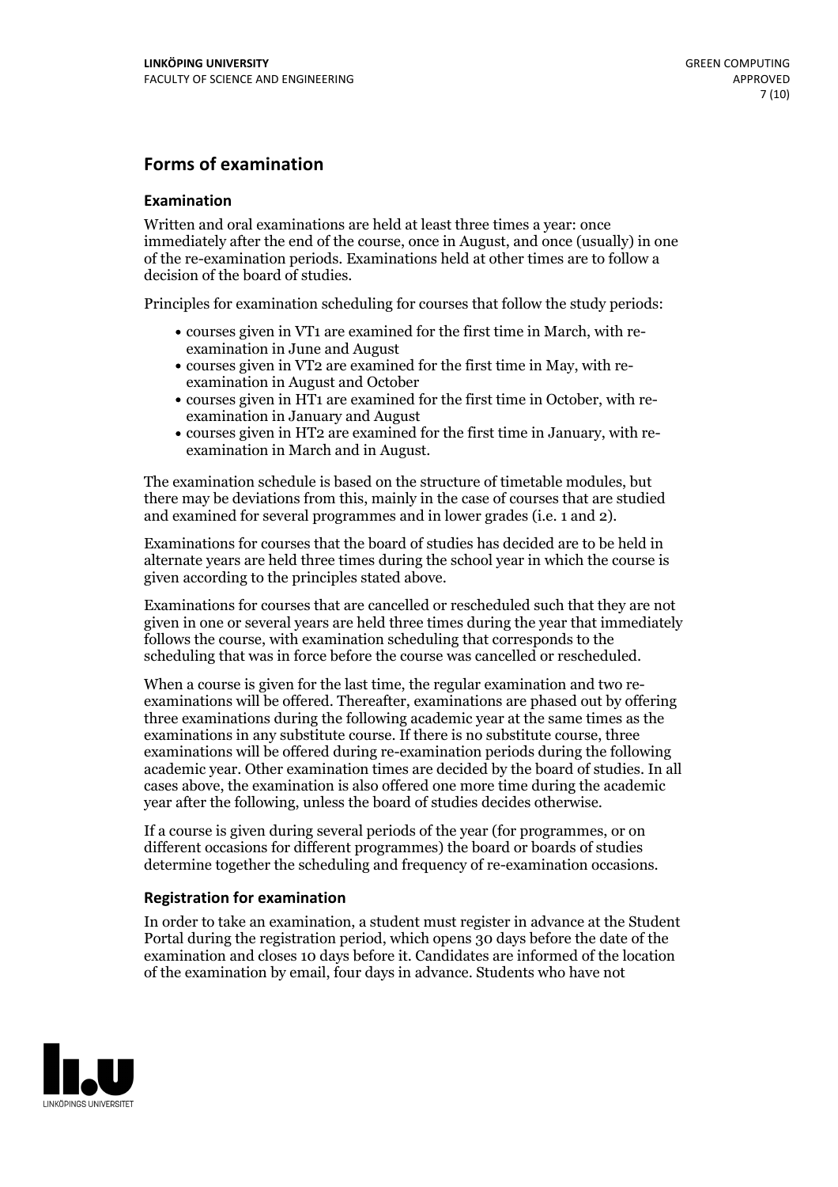## Forms of examination

### Examination

Written and oral examinations are held at least three times a year: once immediately after the end of the course, once in August, and once (usually) in one of the re-examination periods. Examinations held at other times are to follow a decision of the board of studies.

Principles for examination scheduling for courses that follow the study periods:

- courses given in VT1 are examined for the first time in March, with re-examination in June and August
- courses given in VT2 are examined for the first time in May, with re-examination in August and October
- courses given in HT1 are examined for the first time in October, with re-examination in January and August
- courses given in HT2 are examined for the first time in January, with re-examination in March and in August.

The examination schedule is based on the structure of timetable modules, but there may be deviations from this, mainly in the case of courses that are studied and examined for several programmes and in lower grades (i.e. 1 and 2).

Examinations for courses that the board of studies has decided are to be held in alternate years are held three times during the school year in which the course is given according to the principles stated above.

Examinations for courses that are cancelled or rescheduled such that they are not given in one or several years are held three times during the year that immediately follows the course, with examination scheduling that corresponds to the scheduling that was in force before the course was cancelled or rescheduled.

When a course is given for the last time, the regular examination and two re-examinations will be offered. Thereafter, examinations are phased out by offering three examinations during the following academic year at the same times as the examinations in any substitute course. If there is no substitute course, three examinations will be offered during re-examination periods during the following academic year. Other examination times are decided by the board of studies. In all cases above, the examination is also offered one more time during the academic year after the following, unless the board of studies decides otherwise.

If a course is given during several periods of the year (for programmes, or on different occasions for different programmes) the board or boards of studies determine together the scheduling and frequency of re-examination occasions.

### Registration for examination

In order to take an examination, a student must register in advance at the Student Portal during the registration period, which opens 30 days before the date of the examination and closes 10 days before it. Candidates are informed of the location of the examination by email, four days in advance. Students who have not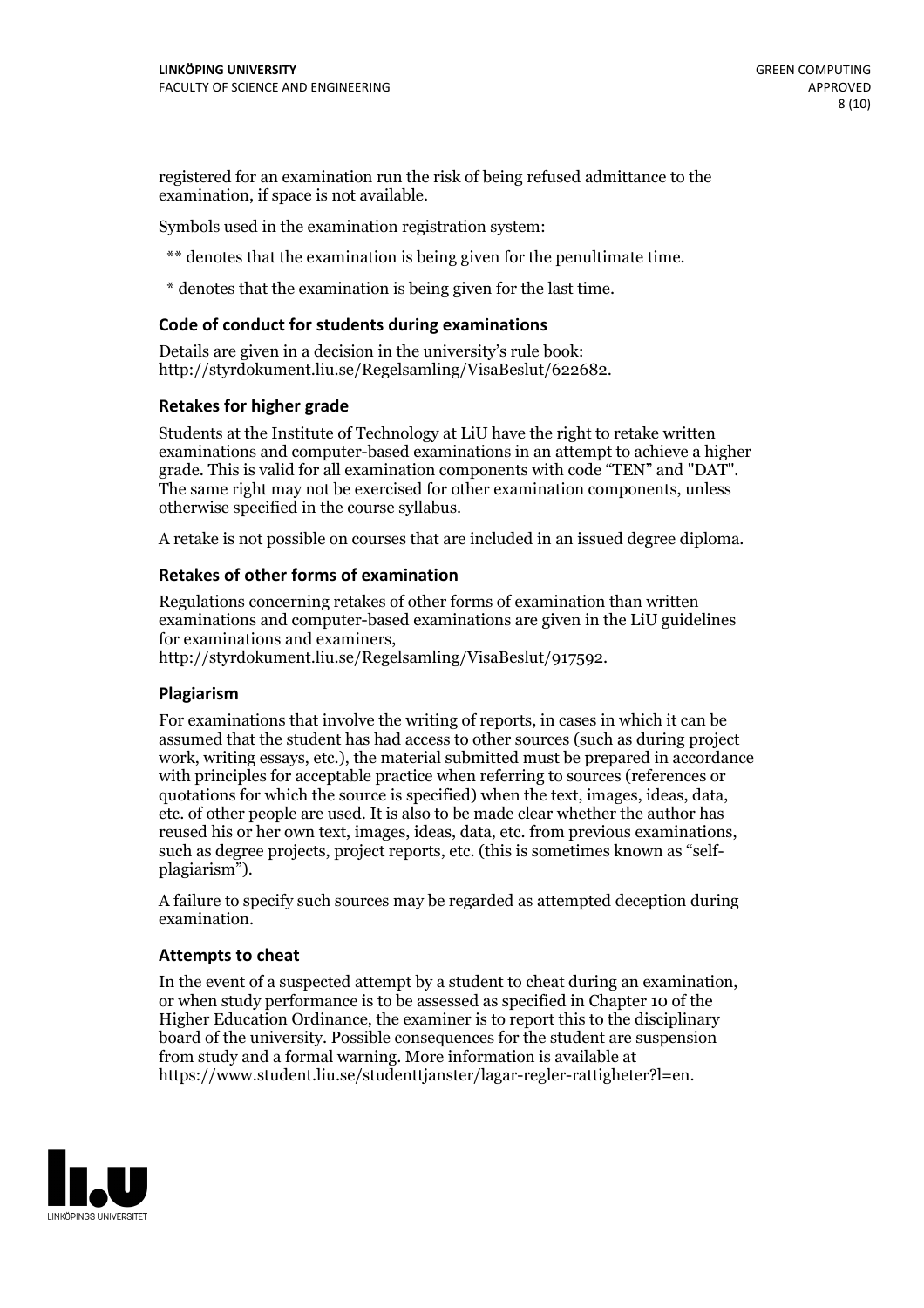registered for an examination run the risk of being refused admittance to the examination, if space is not available.

Symbols used in the examination registration system:

** denotes that the examination is being given for the penultimate time.

* denotes that the examination is being given for the last time.

### Code of conduct for students during examinations

Details are given in a decision in the university's rule book: http://styrdokument.liu.se/Regelsamling/VisaBeslut/622682.

### Retakes for higher grade

Students at the Institute of Technology at LiU have the right to retake written examinations and computer-based examinations in an attempt to achieve a higher grade. This is valid for all examination components with code "TEN" and "DAT". The same right may not be exercised for other examination components, unless otherwise specified in the course syllabus.

A retake is not possible on courses that are included in an issued degree diploma.

### Retakes of other forms of examination

Regulations concerning retakes of other forms of examination than written examinations and computer-based examinations are given in the LiU guidelines for examinations and examiners, http://styrdokument.liu.se/Regelsamling/VisaBeslut/917592.

### Plagiarism

For examinations that involve the writing of reports, in cases in which it can be assumed that the student has had access to other sources (such as during project work, writing essays, etc.), the material submitted must be prepared in accordance with principles for acceptable practice when referring to sources (references or quotations for which the source is specified) when the text, images, ideas, data, etc. of other people are used. It is also to be made clear whether the author has reused his or her own text, images, ideas, data, etc. from previous examinations, such as degree projects, project reports, etc. (this is sometimes known as "self-plagiarism").

A failure to specify such sources may be regarded as attempted deception during examination.

### Attempts to cheat

In the event of a suspected attempt by a student to cheat during an examination, or when study performance is to be assessed as specified in Chapter 10 of the Higher Education Ordinance, the examiner is to report this to the disciplinary board of the university. Possible consequences for the student are suspension from study and a formal warning. More information is available at https://www.student.liu.se/studenttjanster/lagar-regler-rattigheter?l=en.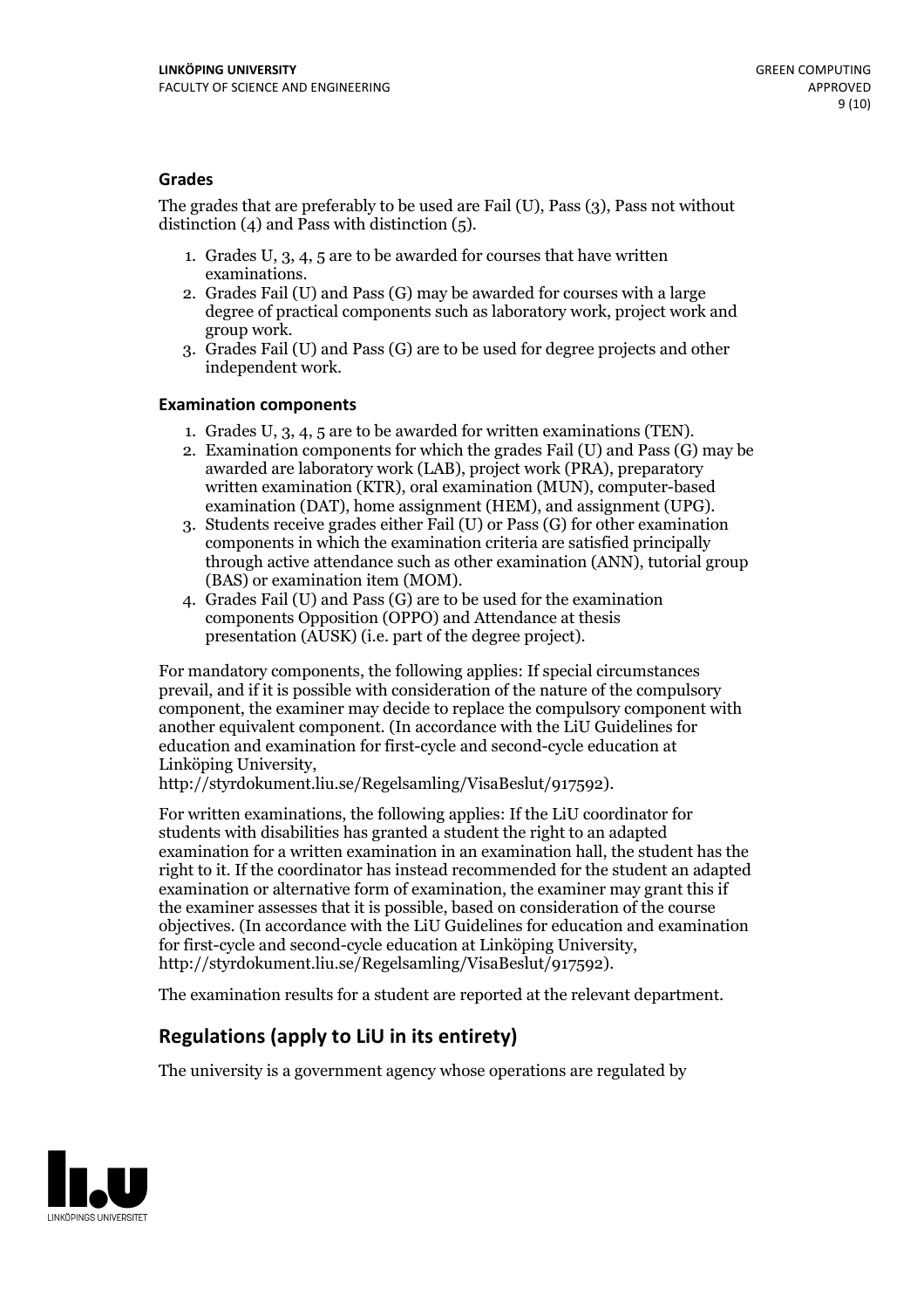### Grades

The grades that are preferably to be used are Fail (U), Pass (3), Pass not without distinction (4) and Pass with distinction (5).

1. Grades U, 3, 4, 5 are to be awarded for courses that have written examinations.
2. Grades Fail (U) and Pass (G) may be awarded for courses with a large degree of practical components such as laboratory work, project work and group work.
3. Grades Fail (U) and Pass (G) are to be used for degree projects and other independent work.

### Examination components

1. Grades U, 3, 4, 5 are to be awarded for written examinations (TEN).
2. Examination components for which the grades Fail (U) and Pass (G) may be awarded are laboratory work (LAB), project work (PRA), preparatory written examination (KTR), oral examination (MUN), computer-based examination (DAT), home assignment (HEM), and assignment (UPG).
3. Students receive grades either Fail (U) or Pass (G) for other examination components in which the examination criteria are satisfied principally through active attendance such as other examination (ANN), tutorial group (BAS) or examination item (MOM).
4. Grades Fail (U) and Pass (G) are to be used for the examination components Opposition (OPPO) and Attendance at thesis presentation (AUSK) (i.e. part of the degree project).

For mandatory components, the following applies: If special circumstances prevail, and if it is possible with consideration of the nature of the compulsory component, the examiner may decide to replace the compulsory component with another equivalent component. (In accordance with the LiU Guidelines for education and examination for first-cycle and second-cycle education at Linköping University, http://styrdokument.liu.se/Regelsamling/VisaBeslut/917592).

For written examinations, the following applies: If the LiU coordinator for students with disabilities has granted a student the right to an adapted examination for a written examination in an examination hall, the student has the right to it. If the coordinator has instead recommended for the student an adapted examination or alternative form of examination, the examiner may grant this if the examiner assesses that it is possible, based on consideration of the course objectives. (In accordance with the LiU Guidelines for education and examination for first-cycle and second-cycle education at Linköping University, http://styrdokument.liu.se/Regelsamling/VisaBeslut/917592).

The examination results for a student are reported at the relevant department.

## Regulations (apply to LiU in its entirety)

The university is a government agency whose operations are regulated by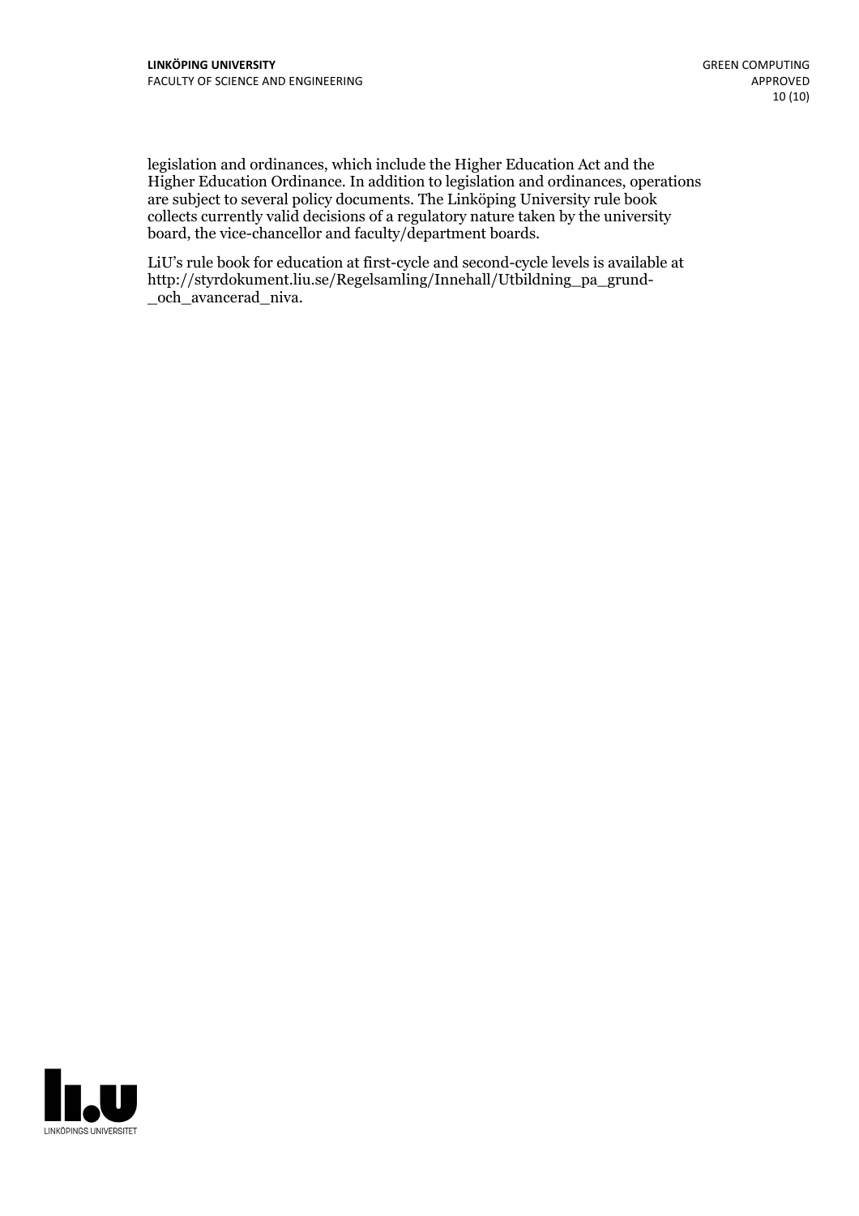legislation and ordinances, which include the Higher Education Act and the Higher Education Ordinance. In addition to legislation and ordinances, operations are subject to several policy documents. The Linköping University rule book collects currently valid decisions of a regulatory nature taken by the university board, the vice-chancellor and faculty/department boards.

LiU's rule book for education at first-cycle and second-cycle levels is available at http://styrdokument.liu.se/Regelsamling/Innehall/Utbildning_pa_grund-_och_avancerad_niva.